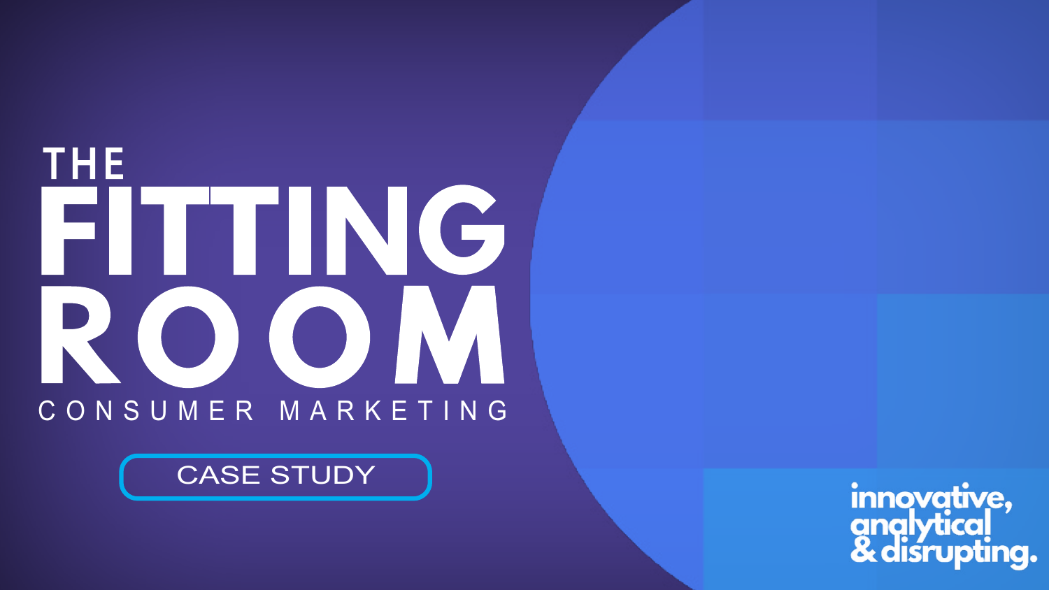# THE FITTING ROOM

CONSUMER MARKETING

CASE STUDY

innovative,
analytical
& disrupting.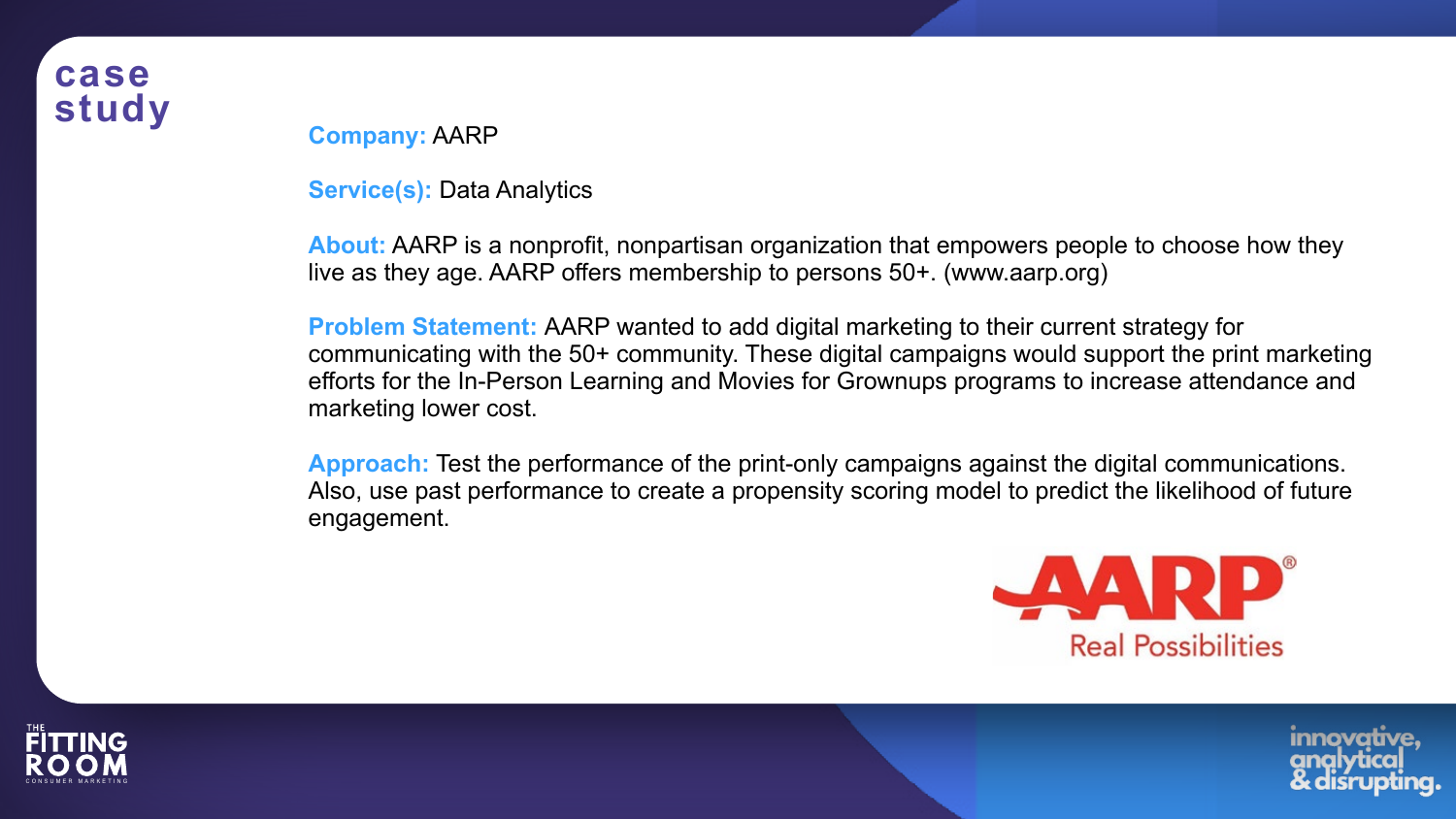# case study

**Company:** AARP

**Service(s):** Data Analytics

**About:** AARP is a nonprofit, nonpartisan organization that empowers people to choose how they live as they age. AARP offers membership to persons 50+. (www.aarp.org)

**Problem Statement:** AARP wanted to add digital marketing to their current strategy for communicating with the 50+ community. These digital campaigns would support the print marketing efforts for the In-Person Learning and Movies for Grownups programs to increase attendance and marketing lower cost.

**Approach:** Test the performance of the print-only campaigns against the digital communications. Also, use past performance to create a propensity scoring model to predict the likelihood of future engagement.

AARP Real Possibilities

THE FITTING ROOM CONSUMER MARKETING

innovative, analytical & disrupting.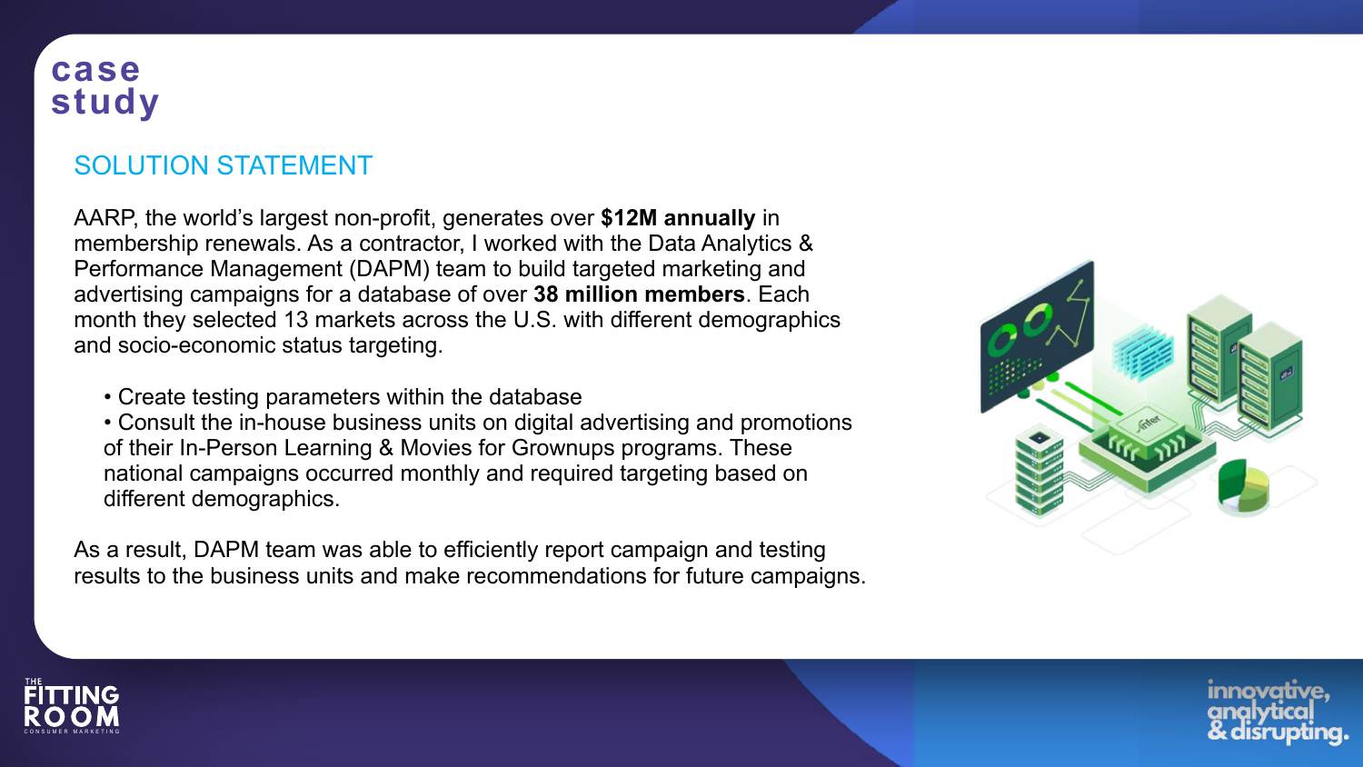# case study

## SOLUTION STATEMENT

AARP, the world's largest non-profit, generates over **$12M annually** in membership renewals. As a contractor, I worked with the Data Analytics & Performance Management (DAPM) team to build targeted marketing and advertising campaigns for a database of over **38 million members**. Each month they selected 13 markets across the U.S. with different demographics and socio-economic status targeting.

- Create testing parameters within the database
- Consult the in-house business units on digital advertising and promotions of their In-Person Learning & Movies for Grownups programs. These national campaigns occurred monthly and required targeting based on different demographics.

As a result, DAPM team was able to efficiently report campaign and testing results to the business units and make recommendations for future campaigns.

THE FITTING ROOM CONSUMER MARKETING

innovative, analytical & disrupting.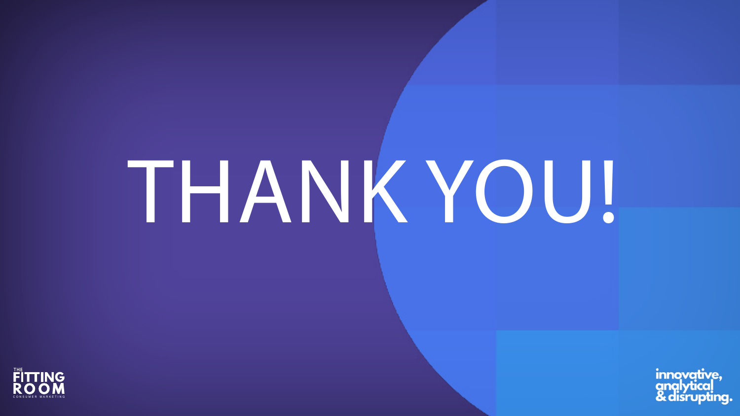# THANK YOU!

THE FITTING ROOM
CONSUMER MARKETING

innovative, analytical & disrupting.